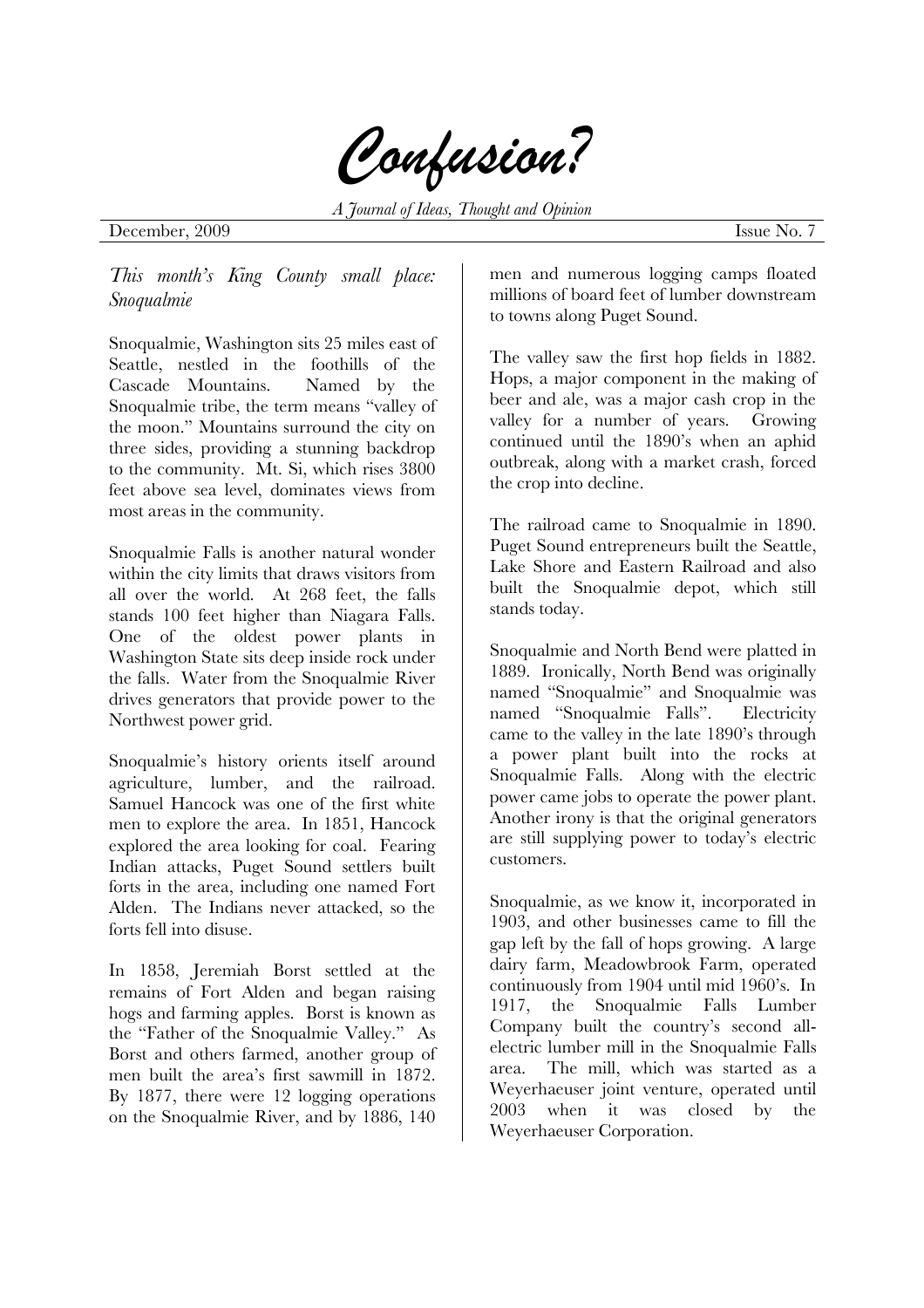# Confusion?

*A Journal of Ideas, Thought and Opinion*

December, 2009 Issue No. 7

*This month's King County small place: Snoqualmie*

Snoqualmie, Washington sits 25 miles east of Seattle, nestled in the foothills of the Cascade Mountains. Named by the Snoqualmie tribe, the term means "valley of the moon." Mountains surround the city on three sides, providing a stunning backdrop to the community. Mt. Si, which rises 3800 feet above sea level, dominates views from most areas in the community.

Snoqualmie Falls is another natural wonder within the city limits that draws visitors from all over the world. At 268 feet, the falls stands 100 feet higher than Niagara Falls. One of the oldest power plants in Washington State sits deep inside rock under the falls. Water from the Snoqualmie River drives generators that provide power to the Northwest power grid.

Snoqualmie's history orients itself around agriculture, lumber, and the railroad. Samuel Hancock was one of the first white men to explore the area. In 1851, Hancock explored the area looking for coal. Fearing Indian attacks, Puget Sound settlers built forts in the area, including one named Fort Alden. The Indians never attacked, so the forts fell into disuse.

In 1858, Jeremiah Borst settled at the remains of Fort Alden and began raising hogs and farming apples. Borst is known as the "Father of the Snoqualmie Valley." As Borst and others farmed, another group of men built the area's first sawmill in 1872. By 1877, there were 12 logging operations on the Snoqualmie River, and by 1886, 140 men and numerous logging camps floated millions of board feet of lumber downstream to towns along Puget Sound.

The valley saw the first hop fields in 1882. Hops, a major component in the making of beer and ale, was a major cash crop in the valley for a number of years. Growing continued until the 1890's when an aphid outbreak, along with a market crash, forced the crop into decline.

The railroad came to Snoqualmie in 1890. Puget Sound entrepreneurs built the Seattle, Lake Shore and Eastern Railroad and also built the Snoqualmie depot, which still stands today.

Snoqualmie and North Bend were platted in 1889. Ironically, North Bend was originally named "Snoqualmie" and Snoqualmie was named "Snoqualmie Falls". Electricity came to the valley in the late 1890's through a power plant built into the rocks at Snoqualmie Falls. Along with the electric power came jobs to operate the power plant. Another irony is that the original generators are still supplying power to today's electric customers.

Snoqualmie, as we know it, incorporated in 1903, and other businesses came to fill the gap left by the fall of hops growing. A large dairy farm, Meadowbrook Farm, operated continuously from 1904 until mid 1960's. In 1917, the Snoqualmie Falls Lumber Company built the country's second all-electric lumber mill in the Snoqualmie Falls area. The mill, which was started as a Weyerhaeuser joint venture, operated until 2003 when it was closed by the Weyerhaeuser Corporation.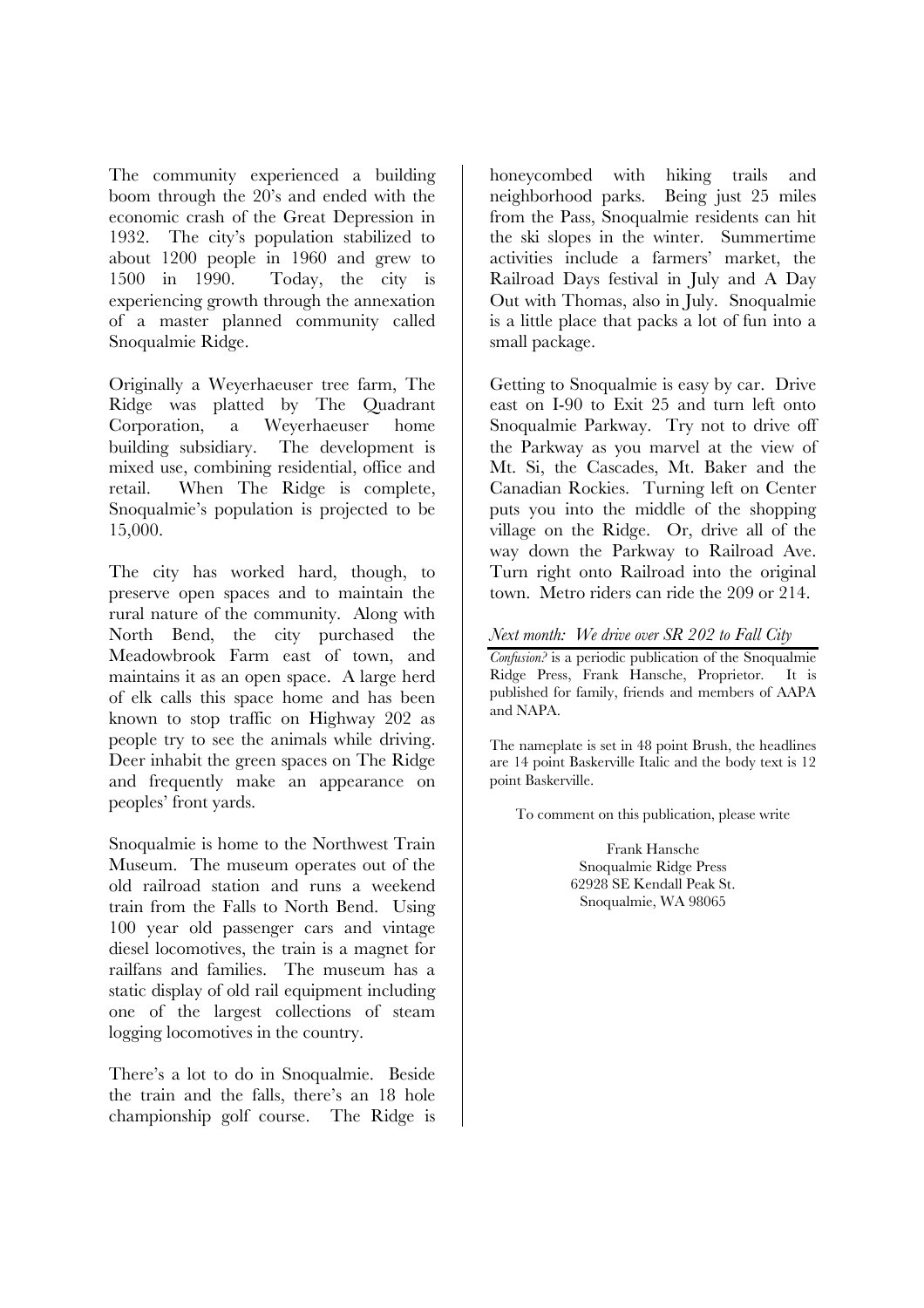The community experienced a building boom through the 20's and ended with the economic crash of the Great Depression in 1932. The city's population stabilized to about 1200 people in 1960 and grew to 1500 in 1990. Today, the city is experiencing growth through the annexation of a master planned community called Snoqualmie Ridge.

Originally a Weyerhaeuser tree farm, The Ridge was platted by The Quadrant Corporation, a Weyerhaeuser home building subsidiary. The development is mixed use, combining residential, office and retail. When The Ridge is complete, Snoqualmie's population is projected to be 15,000.

The city has worked hard, though, to preserve open spaces and to maintain the rural nature of the community. Along with North Bend, the city purchased the Meadowbrook Farm east of town, and maintains it as an open space. A large herd of elk calls this space home and has been known to stop traffic on Highway 202 as people try to see the animals while driving. Deer inhabit the green spaces on The Ridge and frequently make an appearance on peoples' front yards.

Snoqualmie is home to the Northwest Train Museum. The museum operates out of the old railroad station and runs a weekend train from the Falls to North Bend. Using 100 year old passenger cars and vintage diesel locomotives, the train is a magnet for railfans and families. The museum has a static display of old rail equipment including one of the largest collections of steam logging locomotives in the country.

There's a lot to do in Snoqualmie. Beside the train and the falls, there's an 18 hole championship golf course. The Ridge is honeycombed with hiking trails and neighborhood parks. Being just 25 miles from the Pass, Snoqualmie residents can hit the ski slopes in the winter. Summertime activities include a farmers' market, the Railroad Days festival in July and A Day Out with Thomas, also in July. Snoqualmie is a little place that packs a lot of fun into a small package.

Getting to Snoqualmie is easy by car. Drive east on I-90 to Exit 25 and turn left onto Snoqualmie Parkway. Try not to drive off the Parkway as you marvel at the view of Mt. Si, the Cascades, Mt. Baker and the Canadian Rockies. Turning left on Center puts you into the middle of the shopping village on the Ridge. Or, drive all of the way down the Parkway to Railroad Ave. Turn right onto Railroad into the original town. Metro riders can ride the 209 or 214.

*Next month: We drive over SR 202 to Fall City*

---

*Confusion?* is a periodic publication of the Snoqualmie Ridge Press, Frank Hansche, Proprietor. It is published for family, friends and members of AAPA and NAPA.

The nameplate is set in 48 point Brush, the headlines are 14 point Baskerville Italic and the body text is 12 point Baskerville.

To comment on this publication, please write

Frank Hansche
Snoqualmie Ridge Press
62928 SE Kendall Peak St.
Snoqualmie, WA 98065